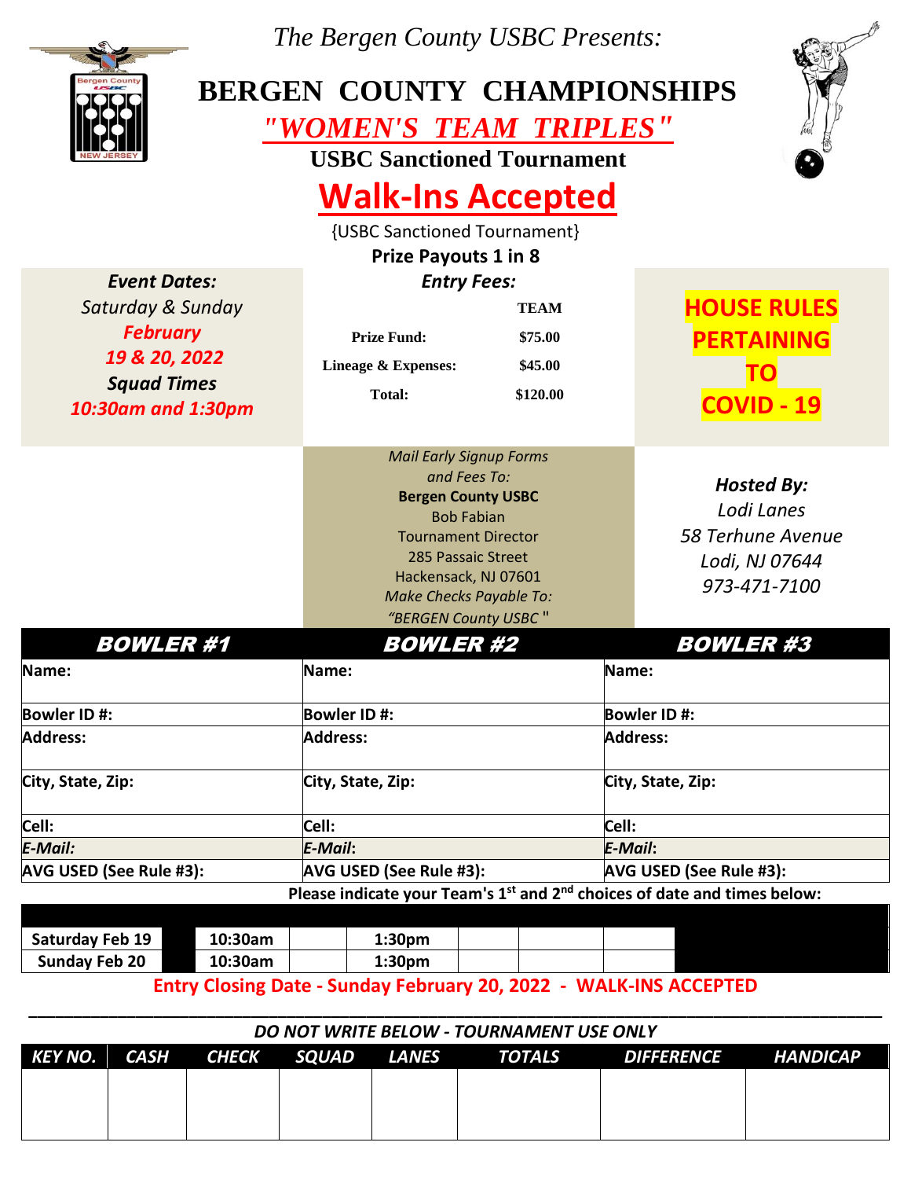The Bergen County USBC Presents:

# BERGEN COUNTY CHAMPIONSHIPS

## "WOMEN'S TEAM TRIPLES"

**USBC Sanctioned Tournament**

# Walk-Ins Accepted

{USBC Sanctioned Tournament}

**Prize Payouts 1 in 8**

***Event Dates:***
*Saturday & Sunday*
***February***
***19 & 20, 2022***
***Squad Times***
***10:30am and 1:30pm***

***Entry Fees:***

| | TEAM |
|---|---|
| Prize Fund: | $75.00 |
| Lineage & Expenses: | $45.00 |
| Total: | $120.00 |

**HOUSE RULES PERTAINING TO COVID - 19**

*Mail Early Signup Forms and Fees To:*
**Bergen County USBC**
Bob Fabian
Tournament Director
285 Passaic Street
Hackensack, NJ 07601
*Make Checks Payable To:*
*"BERGEN County USBC"*

***Hosted By:***
*Lodi Lanes*
*58 Terhune Avenue*
*Lodi, NJ 07644*
*973-471-7100*

| BOWLER #1 | BOWLER #2 | BOWLER #3 |
|---|---|---|
| **Name:** | **Name:** | **Name:** |
| **Bowler ID #:** | **Bowler ID #:** | **Bowler ID #:** |
| **Address:** | **Address:** | **Address:** |
| **City, State, Zip:** | **City, State, Zip:** | **City, State, Zip:** |
| **Cell:** | **Cell:** | **Cell:** |
| ***E-Mail:*** | ***E-Mail:*** | ***E-Mail:*** |
| **AVG USED (See Rule #3):** | **AVG USED (See Rule #3):** | **AVG USED (See Rule #3):** |

**Please indicate your Team's 1st and 2nd choices of date and times below:**

| | | | |
|---|---|---|---|
| **Saturday Feb 19** | **10:30am** | **1:30pm** | |
| **Sunday Feb 20** | **10:30am** | **1:30pm** | |

**Entry Closing Date - Sunday February 20, 2022 - WALK-INS ACCEPTED**

*DO NOT WRITE BELOW - TOURNAMENT USE ONLY*

| KEY NO. | CASH | CHECK | SQUAD | LANES | TOTALS | DIFFERENCE | HANDICAP |
|---|---|---|---|---|---|---|---|
| | | | | | | | |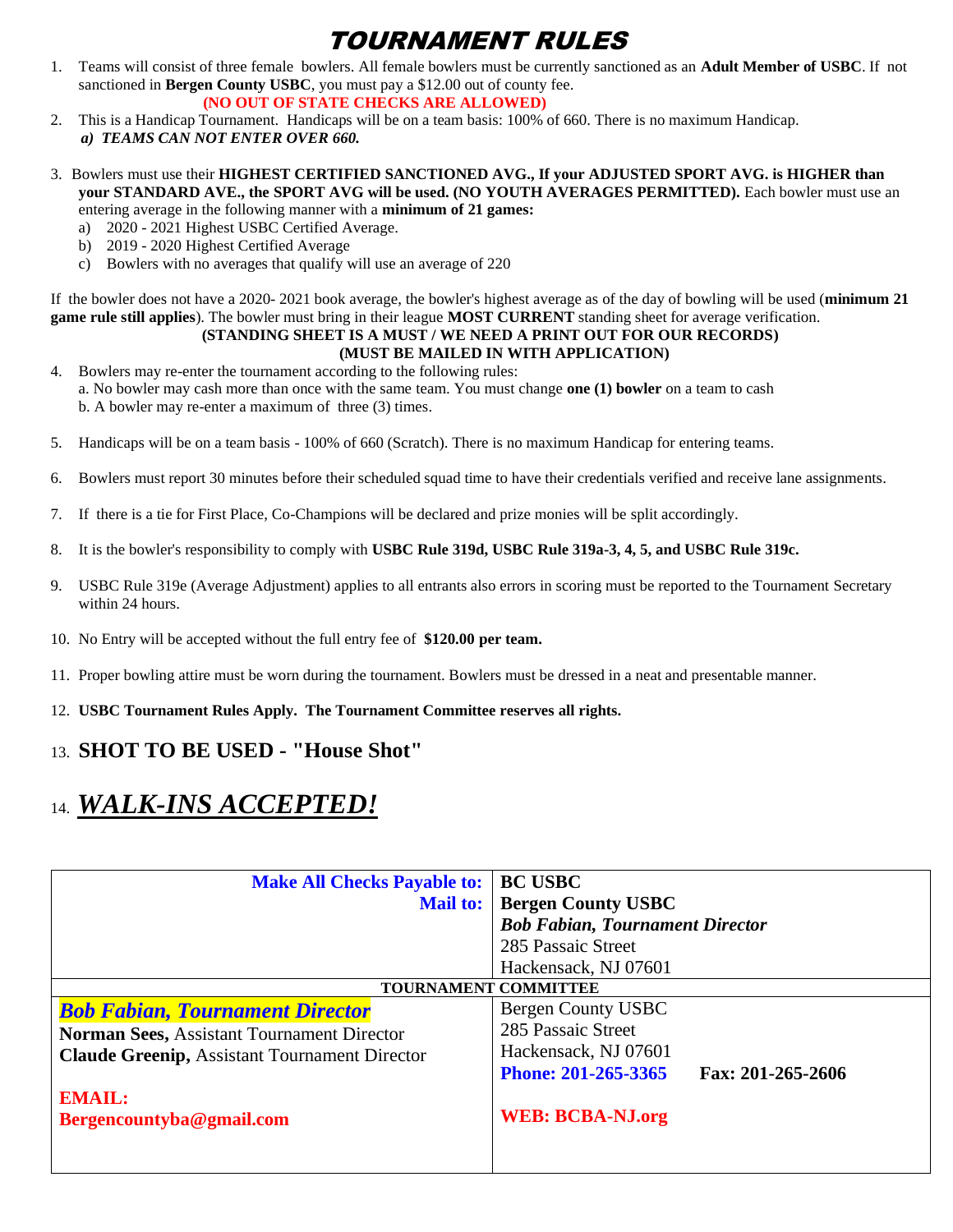# *TOURNAMENT RULES*

1. Teams will consist of three female bowlers. All female bowlers must be currently sanctioned as an **Adult Member of USBC**. If not sanctioned in **Bergen County USBC**, you must pay a $12.00 out of county fee.
   **(NO OUT OF STATE CHECKS ARE ALLOWED)**
2. This is a Handicap Tournament. Handicaps will be on a team basis: 100% of 660. There is no maximum Handicap.
   a) ***TEAMS CAN NOT ENTER OVER 660.***
3. Bowlers must use their **HIGHEST CERTIFIED SANCTIONED AVG., If your ADJUSTED SPORT AVG. is HIGHER than your STANDARD AVE., the SPORT AVG will be used. (NO YOUTH AVERAGES PERMITTED).** Each bowler must use an entering average in the following manner with a **minimum of 21 games:**
   a) 2020 - 2021 Highest USBC Certified Average.
   b) 2019 - 2020 Highest Certified Average
   c) Bowlers with no averages that qualify will use an average of 220

If the bowler does not have a 2020- 2021 book average, the bowler's highest average as of the day of bowling will be used (**minimum 21 game rule still applies**). The bowler must bring in their league **MOST CURRENT** standing sheet for average verification.

**(STANDING SHEET IS A MUST / WE NEED A PRINT OUT FOR OUR RECORDS)**
**(MUST BE MAILED IN WITH APPLICATION)**

4. Bowlers may re-enter the tournament according to the following rules:
   a. No bowler may cash more than once with the same team. You must change **one (1) bowler** on a team to cash
   b. A bowler may re-enter a maximum of three (3) times.
5. Handicaps will be on a team basis - 100% of 660 (Scratch). There is no maximum Handicap for entering teams.
6. Bowlers must report 30 minutes before their scheduled squad time to have their credentials verified and receive lane assignments.
7. If there is a tie for First Place, Co-Champions will be declared and prize monies will be split accordingly.
8. It is the bowler's responsibility to comply with **USBC Rule 319d, USBC Rule 319a-3, 4, 5, and USBC Rule 319c.**
9. USBC Rule 319e (Average Adjustment) applies to all entrants also errors in scoring must be reported to the Tournament Secretary within 24 hours.
10. No Entry will be accepted without the full entry fee of **$120.00 per team.**
11. Proper bowling attire must be worn during the tournament. Bowlers must be dressed in a neat and presentable manner.
12. **USBC Tournament Rules Apply. The Tournament Committee reserves all rights.**
13. **SHOT TO BE USED - "House Shot"**
14. ***WALK-INS ACCEPTED!***

| | |
|---|---|
| **Make All Checks Payable to:** | **BC USBC** |
| **Mail to:** | **Bergen County USBC**<br>***Bob Fabian, Tournament Director***<br>285 Passaic Street<br>Hackensack, NJ 07601 |
| **TOURNAMENT COMMITTEE** | |
| ***Bob Fabian, Tournament Director***<br>**Norman Sees,** Assistant Tournament Director<br>**Claude Greenip,** Assistant Tournament Director<br><br>**EMAIL:**<br>**Bergencountyba@gmail.com** | Bergen County USBC<br>285 Passaic Street<br>Hackensack, NJ 07601<br>**Phone: 201-265-3365** **Fax: 201-265-2606**<br><br>**WEB: BCBA-NJ.org** |